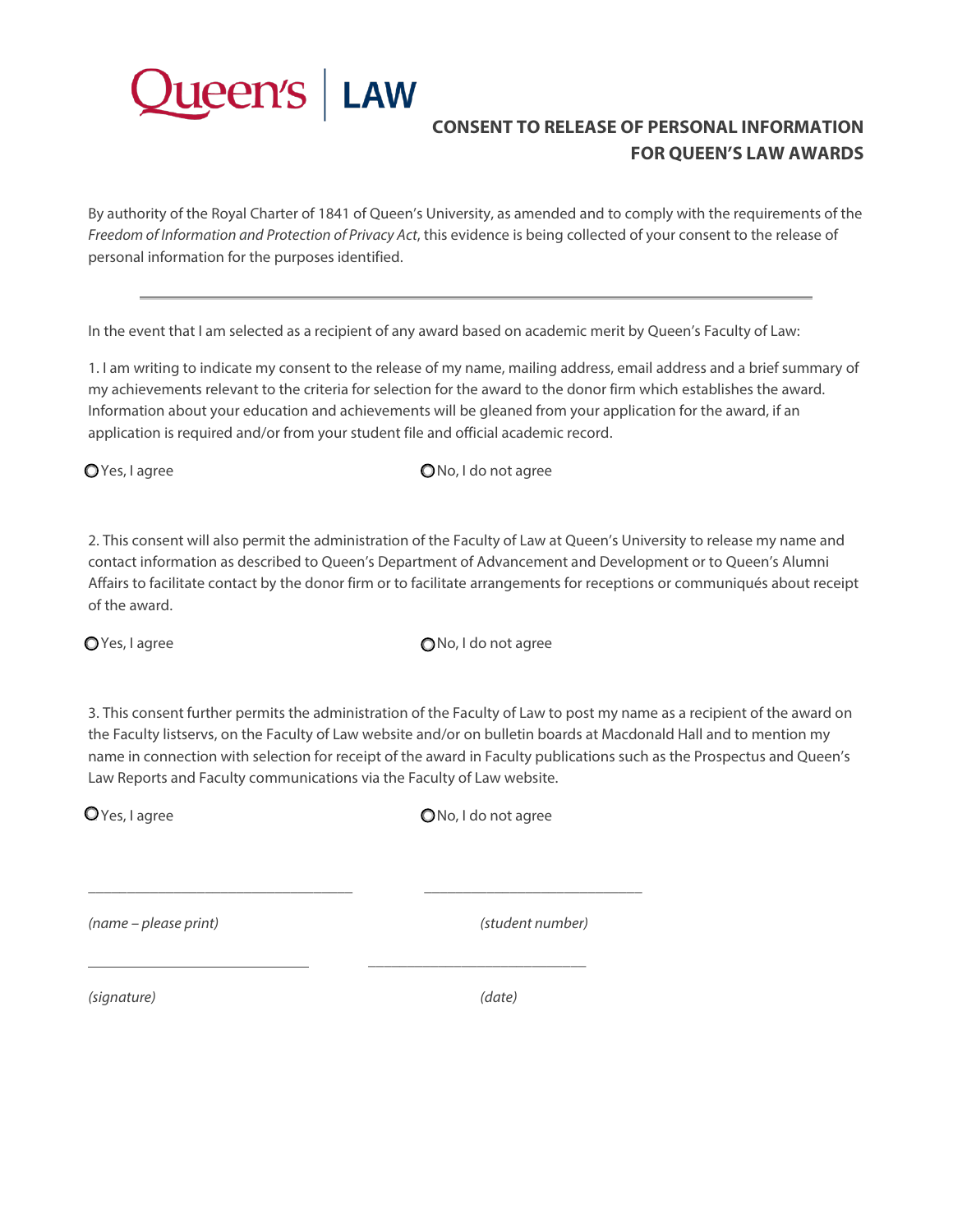Queen's | LAW

# CONSENT TO RELEASE OF PERSONAL INFORMATION FOR QUEEN'S LAW AWARDS

By authority of the Royal Charter of 1841 of Queen's University, as amended and to comply with the requirements of the *Freedom of Information and Protection of Privacy Act*, this evidence is being collected of your consent to the release of personal information for the purposes identified.

---

In the event that I am selected as a recipient of any award based on academic merit by Queen's Faculty of Law:

1. I am writing to indicate my consent to the release of my name, mailing address, email address and a brief summary of my achievements relevant to the criteria for selection for the award to the donor firm which establishes the award. Information about your education and achievements will be gleaned from your application for the award, if an application is required and/or from your student file and official academic record.

○ Yes, I agree ○ No, I do not agree

2. This consent will also permit the administration of the Faculty of Law at Queen's University to release my name and contact information as described to Queen's Department of Advancement and Development or to Queen's Alumni Affairs to facilitate contact by the donor firm or to facilitate arrangements for receptions or communiqués about receipt of the award.

○ Yes, I agree ○ No, I do not agree

3. This consent further permits the administration of the Faculty of Law to post my name as a recipient of the award on the Faculty listservs, on the Faculty of Law website and/or on bulletin boards at Macdonald Hall and to mention my name in connection with selection for receipt of the award in Faculty publications such as the Prospectus and Queen's Law Reports and Faculty communications via the Faculty of Law website.

○ Yes, I agree ○ No, I do not agree

_________________________________ _____________________________

*(name – please print)* *(student number)*

_____________________________ _____________________________

*(signature)* *(date)*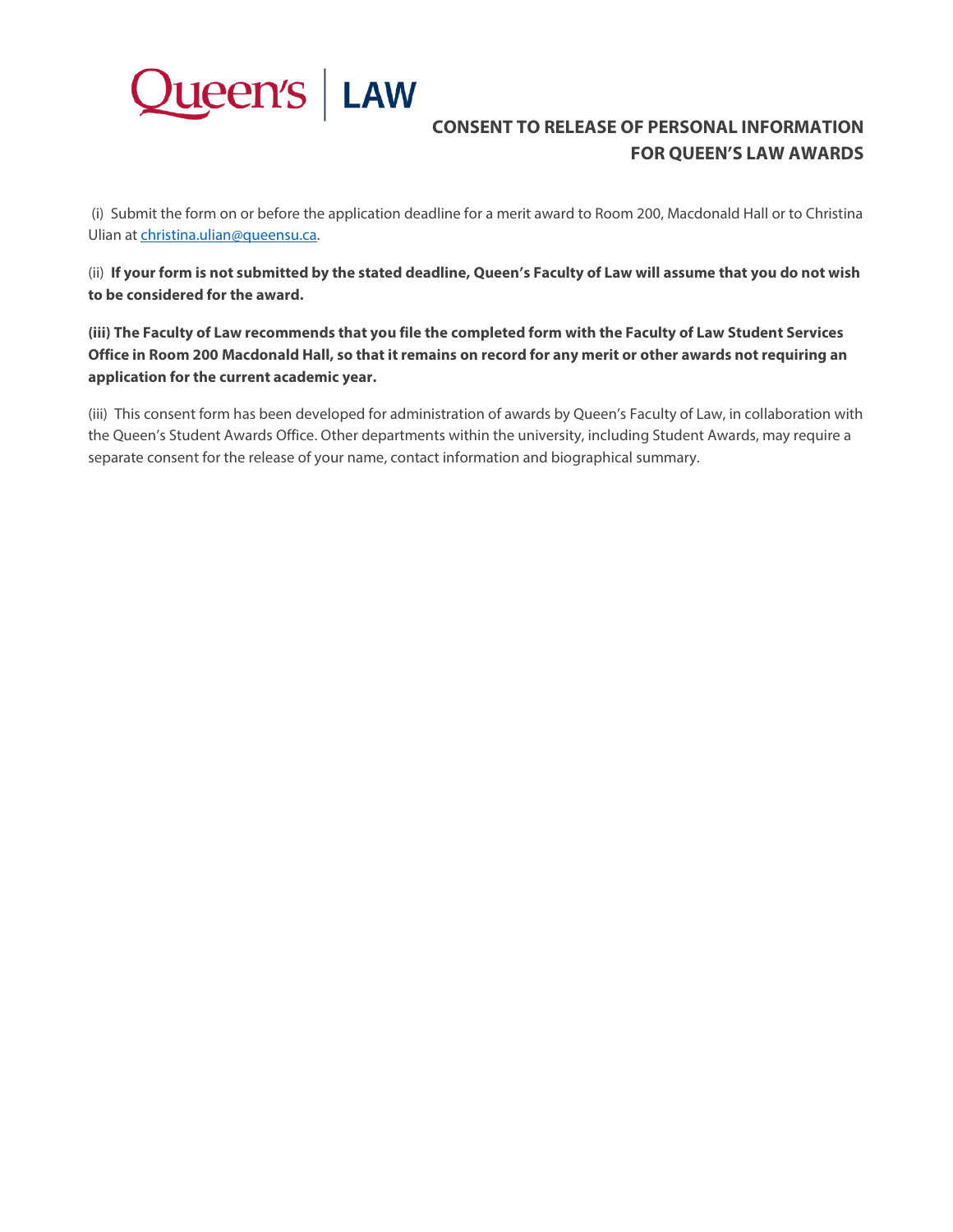Queen's | LAW

**CONSENT TO RELEASE OF PERSONAL INFORMATION FOR QUEEN'S LAW AWARDS**

(i) Submit the form on or before the application deadline for a merit award to Room 200, Macdonald Hall or to Christina Ulian at christina.ulian@queensu.ca.

(ii) **If your form is not submitted by the stated deadline, Queen's Faculty of Law will assume that you do not wish to be considered for the award.**

**(iii) The Faculty of Law recommends that you file the completed form with the Faculty of Law Student Services Office in Room 200 Macdonald Hall, so that it remains on record for any merit or other awards not requiring an application for the current academic year.**

(iii) This consent form has been developed for administration of awards by Queen's Faculty of Law, in collaboration with the Queen's Student Awards Office. Other departments within the university, including Student Awards, may require a separate consent for the release of your name, contact information and biographical summary.